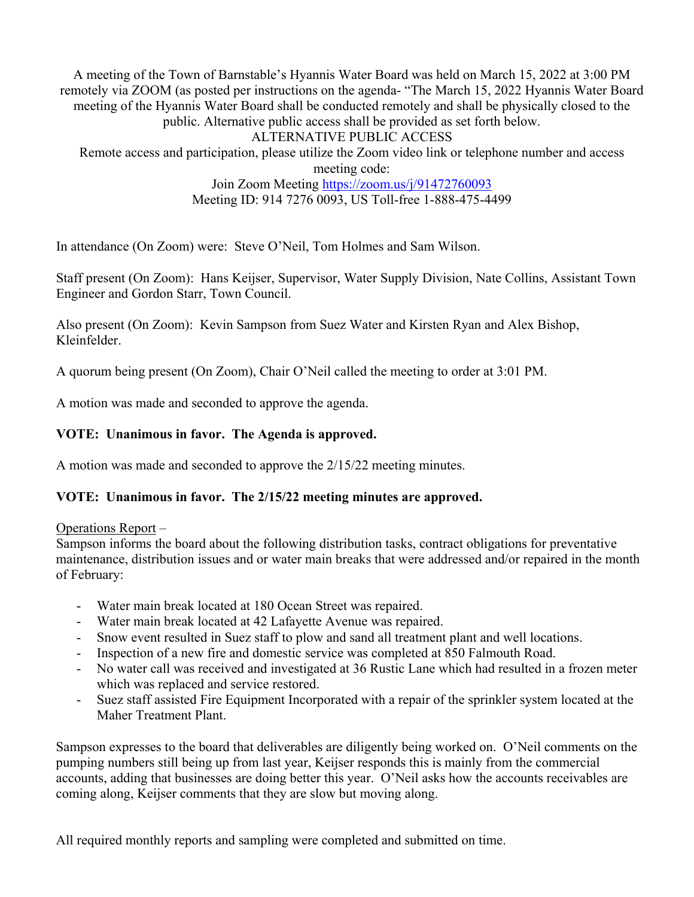A meeting of the Town of Barnstable's Hyannis Water Board was held on March 15, 2022 at 3:00 PM remotely via ZOOM (as posted per instructions on the agenda- "The March 15, 2022 Hyannis Water Board meeting of the Hyannis Water Board shall be conducted remotely and shall be physically closed to the public. Alternative public access shall be provided as set forth below.

ALTERNATIVE PUBLIC ACCESS

Remote access and participation, please utilize the Zoom video link or telephone number and access meeting code:

Join Zoom Meeting https://zoom.us/j/91472760093

Meeting ID: 914 7276 0093, US Toll-free 1-888-475-4499

In attendance (On Zoom) were: Steve O'Neil, Tom Holmes and Sam Wilson.

Staff present (On Zoom): Hans Keijser, Supervisor, Water Supply Division, Nate Collins, Assistant Town Engineer and Gordon Starr, Town Council.

Also present (On Zoom): Kevin Sampson from Suez Water and Kirsten Ryan and Alex Bishop, Kleinfelder.

A quorum being present (On Zoom), Chair O'Neil called the meeting to order at 3:01 PM.

A motion was made and seconded to approve the agenda.

**VOTE: Unanimous in favor. The Agenda is approved.**

A motion was made and seconded to approve the 2/15/22 meeting minutes.

**VOTE: Unanimous in favor. The 2/15/22 meeting minutes are approved.**

Operations Report –

Sampson informs the board about the following distribution tasks, contract obligations for preventative maintenance, distribution issues and or water main breaks that were addressed and/or repaired in the month of February:

- Water main break located at 180 Ocean Street was repaired.
- Water main break located at 42 Lafayette Avenue was repaired.
- Snow event resulted in Suez staff to plow and sand all treatment plant and well locations.
- Inspection of a new fire and domestic service was completed at 850 Falmouth Road.
- No water call was received and investigated at 36 Rustic Lane which had resulted in a frozen meter which was replaced and service restored.
- Suez staff assisted Fire Equipment Incorporated with a repair of the sprinkler system located at the Maher Treatment Plant.

Sampson expresses to the board that deliverables are diligently being worked on. O'Neil comments on the pumping numbers still being up from last year, Keijser responds this is mainly from the commercial accounts, adding that businesses are doing better this year. O'Neil asks how the accounts receivables are coming along, Keijser comments that they are slow but moving along.

All required monthly reports and sampling were completed and submitted on time.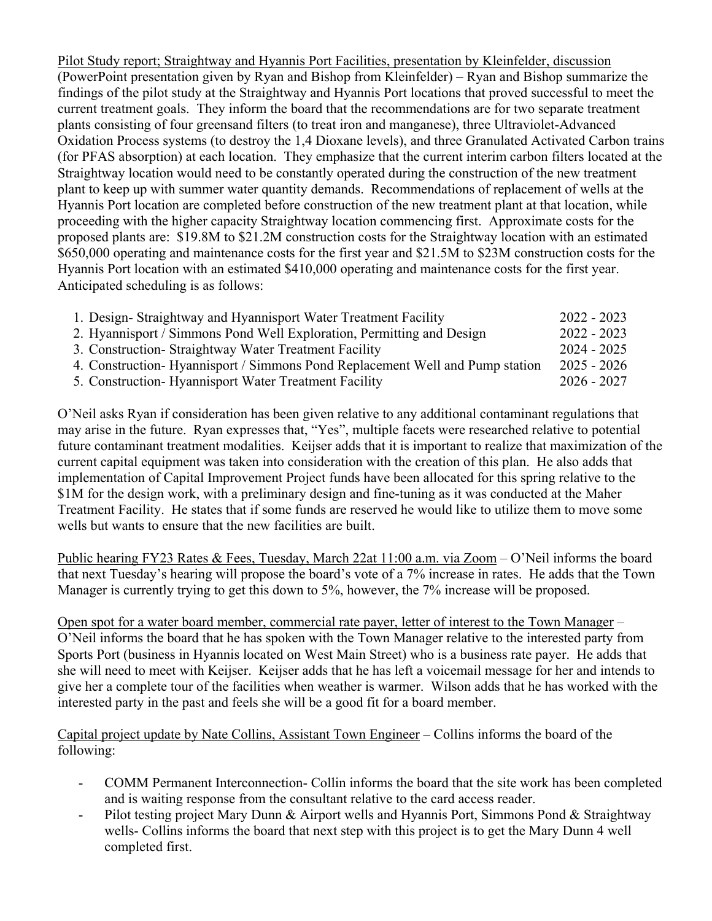<u>Pilot Study report; Straightway and Hyannis Port Facilities, presentation by Kleinfelder, discussion</u> (PowerPoint presentation given by Ryan and Bishop from Kleinfelder) – Ryan and Bishop summarize the findings of the pilot study at the Straightway and Hyannis Port locations that proved successful to meet the current treatment goals. They inform the board that the recommendations are for two separate treatment plants consisting of four greensand filters (to treat iron and manganese), three Ultraviolet-Advanced Oxidation Process systems (to destroy the 1,4 Dioxane levels), and three Granulated Activated Carbon trains (for PFAS absorption) at each location. They emphasize that the current interim carbon filters located at the Straightway location would need to be constantly operated during the construction of the new treatment plant to keep up with summer water quantity demands. Recommendations of replacement of wells at the Hyannis Port location are completed before construction of the new treatment plant at that location, while proceeding with the higher capacity Straightway location commencing first. Approximate costs for the proposed plants are: $19.8M to $21.2M construction costs for the Straightway location with an estimated $650,000 operating and maintenance costs for the first year and $21.5M to $23M construction costs for the Hyannis Port location with an estimated $410,000 operating and maintenance costs for the first year. Anticipated scheduling is as follows:

| | |
|---|---|
| 1. Design- Straightway and Hyannisport Water Treatment Facility | 2022 - 2023 |
| 2. Hyannisport / Simmons Pond Well Exploration, Permitting and Design | 2022 - 2023 |
| 3. Construction- Straightway Water Treatment Facility | 2024 - 2025 |
| 4. Construction- Hyannisport / Simmons Pond Replacement Well and Pump station | 2025 - 2026 |
| 5. Construction- Hyannisport Water Treatment Facility | 2026 - 2027 |

O'Neil asks Ryan if consideration has been given relative to any additional contaminant regulations that may arise in the future. Ryan expresses that, "Yes", multiple facets were researched relative to potential future contaminant treatment modalities. Keijser adds that it is important to realize that maximization of the current capital equipment was taken into consideration with the creation of this plan. He also adds that implementation of Capital Improvement Project funds have been allocated for this spring relative to the $1M for the design work, with a preliminary design and fine-tuning as it was conducted at the Maher Treatment Facility. He states that if some funds are reserved he would like to utilize them to move some wells but wants to ensure that the new facilities are built.

<u>Public hearing FY23 Rates & Fees, Tuesday, March 22at 11:00 a.m. via Zoom</u> – O'Neil informs the board that next Tuesday's hearing will propose the board's vote of a 7% increase in rates. He adds that the Town Manager is currently trying to get this down to 5%, however, the 7% increase will be proposed.

<u>Open spot for a water board member, commercial rate payer, letter of interest to the Town Manager</u> – O'Neil informs the board that he has spoken with the Town Manager relative to the interested party from Sports Port (business in Hyannis located on West Main Street) who is a business rate payer. He adds that she will need to meet with Keijser. Keijser adds that he has left a voicemail message for her and intends to give her a complete tour of the facilities when weather is warmer. Wilson adds that he has worked with the interested party in the past and feels she will be a good fit for a board member.

<u>Capital project update by Nate Collins, Assistant Town Engineer</u> – Collins informs the board of the following:

- COMM Permanent Interconnection- Collin informs the board that the site work has been completed and is waiting response from the consultant relative to the card access reader.
- Pilot testing project Mary Dunn & Airport wells and Hyannis Port, Simmons Pond & Straightway wells- Collins informs the board that next step with this project is to get the Mary Dunn 4 well completed first.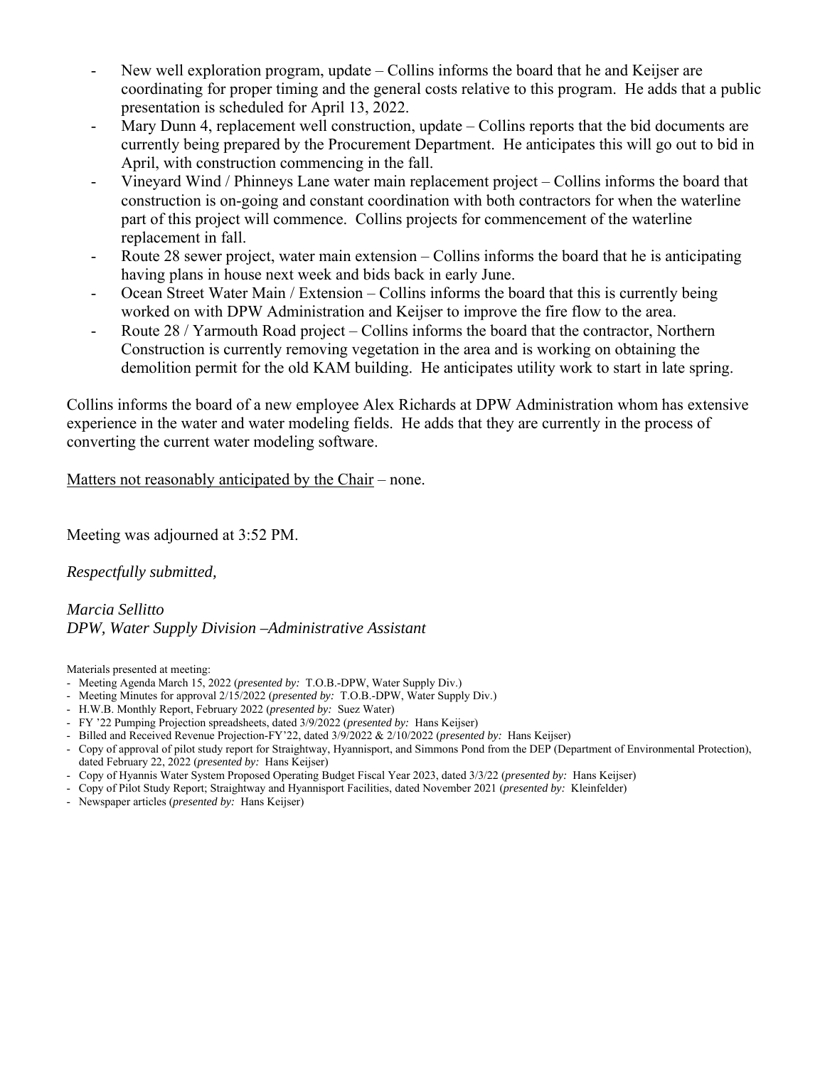- New well exploration program, update – Collins informs the board that he and Keijser are coordinating for proper timing and the general costs relative to this program. He adds that a public presentation is scheduled for April 13, 2022.
- Mary Dunn 4, replacement well construction, update – Collins reports that the bid documents are currently being prepared by the Procurement Department. He anticipates this will go out to bid in April, with construction commencing in the fall.
- Vineyard Wind / Phinneys Lane water main replacement project – Collins informs the board that construction is on-going and constant coordination with both contractors for when the waterline part of this project will commence. Collins projects for commencement of the waterline replacement in fall.
- Route 28 sewer project, water main extension – Collins informs the board that he is anticipating having plans in house next week and bids back in early June.
- Ocean Street Water Main / Extension – Collins informs the board that this is currently being worked on with DPW Administration and Keijser to improve the fire flow to the area.
- Route 28 / Yarmouth Road project – Collins informs the board that the contractor, Northern Construction is currently removing vegetation in the area and is working on obtaining the demolition permit for the old KAM building. He anticipates utility work to start in late spring.

Collins informs the board of a new employee Alex Richards at DPW Administration whom has extensive experience in the water and water modeling fields. He adds that they are currently in the process of converting the current water modeling software.

<u>Matters not reasonably anticipated by the Chair</u> – none.

Meeting was adjourned at 3:52 PM.

*Respectfully submitted,*

*Marcia Sellitto*
*DPW, Water Supply Division –Administrative Assistant*

Materials presented at meeting:
- Meeting Agenda March 15, 2022 (*presented by:* T.O.B.-DPW, Water Supply Div.)
- Meeting Minutes for approval 2/15/2022 (*presented by:* T.O.B.-DPW, Water Supply Div.)
- H.W.B. Monthly Report, February 2022 (*presented by:* Suez Water)
- FY '22 Pumping Projection spreadsheets, dated 3/9/2022 (*presented by:* Hans Keijser)
- Billed and Received Revenue Projection-FY'22, dated 3/9/2022 & 2/10/2022 (*presented by:* Hans Keijser)
- Copy of approval of pilot study report for Straightway, Hyannisport, and Simmons Pond from the DEP (Department of Environmental Protection), dated February 22, 2022 (*presented by:* Hans Keijser)
- Copy of Hyannis Water System Proposed Operating Budget Fiscal Year 2023, dated 3/3/22 (*presented by:* Hans Keijser)
- Copy of Pilot Study Report; Straightway and Hyannisport Facilities, dated November 2021 (*presented by:* Kleinfelder)
- Newspaper articles (*presented by:* Hans Keijser)